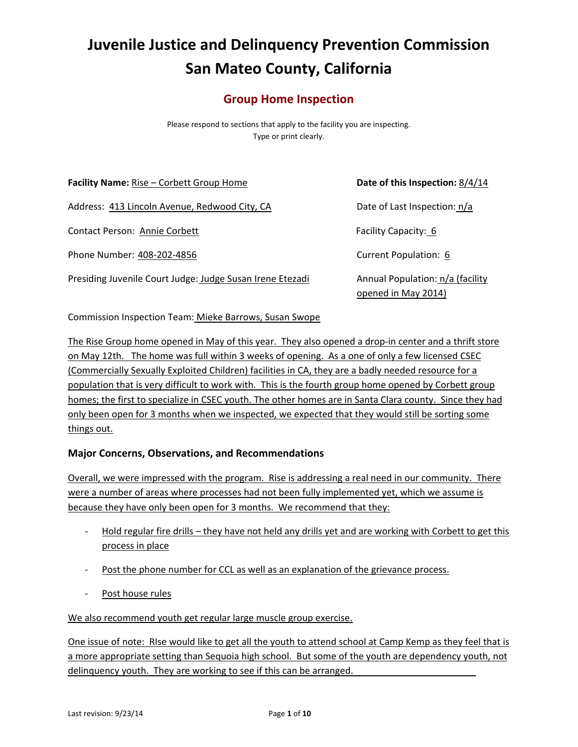# Juvenile Justice and Delinquency Prevention Commission
# San Mateo County, California

## Group Home Inspection

Please respond to sections that apply to the facility you are inspecting.
Type or print clearly.

**Facility Name:** Rise – Corbett Group Home

**Date of this Inspection:** 8/4/14

Address: 413 Lincoln Avenue, Redwood City, CA

Date of Last Inspection: n/a

Contact Person: Annie Corbett

Facility Capacity: 6

Phone Number: 408-202-4856

Current Population: 6

Presiding Juvenile Court Judge: Judge Susan Irene Etezadi

Annual Population: n/a (facility opened in May 2014)

Commission Inspection Team: Mieke Barrows, Susan Swope

The Rise Group home opened in May of this year. They also opened a drop-in center and a thrift store on May 12th. The home was full within 3 weeks of opening. As a one of only a few licensed CSEC (Commercially Sexually Exploited Children) facilities in CA, they are a badly needed resource for a population that is very difficult to work with. This is the fourth group home opened by Corbett group homes; the first to specialize in CSEC youth. The other homes are in Santa Clara county. Since they had only been open for 3 months when we inspected, we expected that they would still be sorting some things out.

### Major Concerns, Observations, and Recommendations

Overall, we were impressed with the program. Rise is addressing a real need in our community. There were a number of areas where processes had not been fully implemented yet, which we assume is because they have only been open for 3 months. We recommend that they:

- Hold regular fire drills – they have not held any drills yet and are working with Corbett to get this process in place
- Post the phone number for CCL as well as an explanation of the grievance process.
- Post house rules

We also recommend youth get regular large muscle group exercise.

One issue of note: RIse would like to get all the youth to attend school at Camp Kemp as they feel that is a more appropriate setting than Sequoia high school. But some of the youth are dependency youth, not delinquency youth. They are working to see if this can be arranged.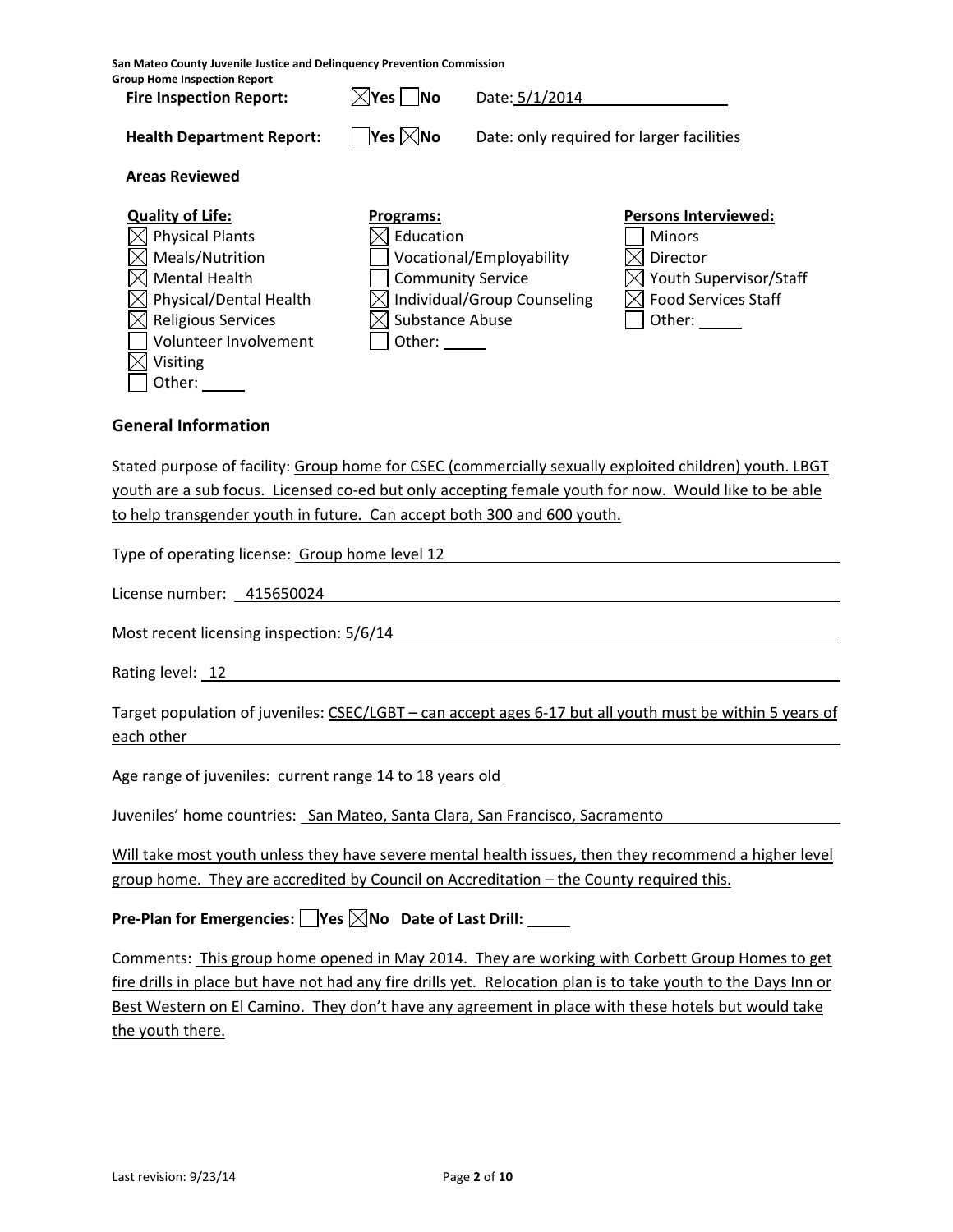**Fire Inspection Report:** ☒ Yes ☐ No Date: 5/1/2014

**Health Department Report:** ☐ Yes ☒ No Date: only required for larger facilities

**Areas Reviewed**

| **Quality of Life:** | **Programs:** | **Persons Interviewed:** |
|---|---|---|
| ☒ Physical Plants | ☒ Education | ☐ Minors |
| ☒ Meals/Nutrition | ☐ Vocational/Employability | ☒ Director |
| ☒ Mental Health | ☐ Community Service | ☒ Youth Supervisor/Staff |
| ☒ Physical/Dental Health | ☒ Individual/Group Counseling | ☒ Food Services Staff |
| ☒ Religious Services | ☒ Substance Abuse | ☐ Other: |
| ☐ Volunteer Involvement | ☐ Other: | |
| ☒ Visiting | | |
| ☐ Other: | | |

## General Information

Stated purpose of facility: Group home for CSEC (commercially sexually exploited children) youth. LBGT youth are a sub focus. Licensed co-ed but only accepting female youth for now. Would like to be able to help transgender youth in future. Can accept both 300 and 600 youth.

Type of operating license: Group home level 12

License number: 415650024

Most recent licensing inspection: 5/6/14

Rating level: 12

Target population of juveniles: CSEC/LGBT – can accept ages 6-17 but all youth must be within 5 years of each other

Age range of juveniles: current range 14 to 18 years old

Juveniles' home countries: San Mateo, Santa Clara, San Francisco, Sacramento

Will take most youth unless they have severe mental health issues, then they recommend a higher level group home. They are accredited by Council on Accreditation – the County required this.

**Pre-Plan for Emergencies:** ☐ **Yes** ☒ **No Date of Last Drill:**

Comments: This group home opened in May 2014. They are working with Corbett Group Homes to get fire drills in place but have not had any fire drills yet. Relocation plan is to take youth to the Days Inn or Best Western on El Camino. They don't have any agreement in place with these hotels but would take the youth there.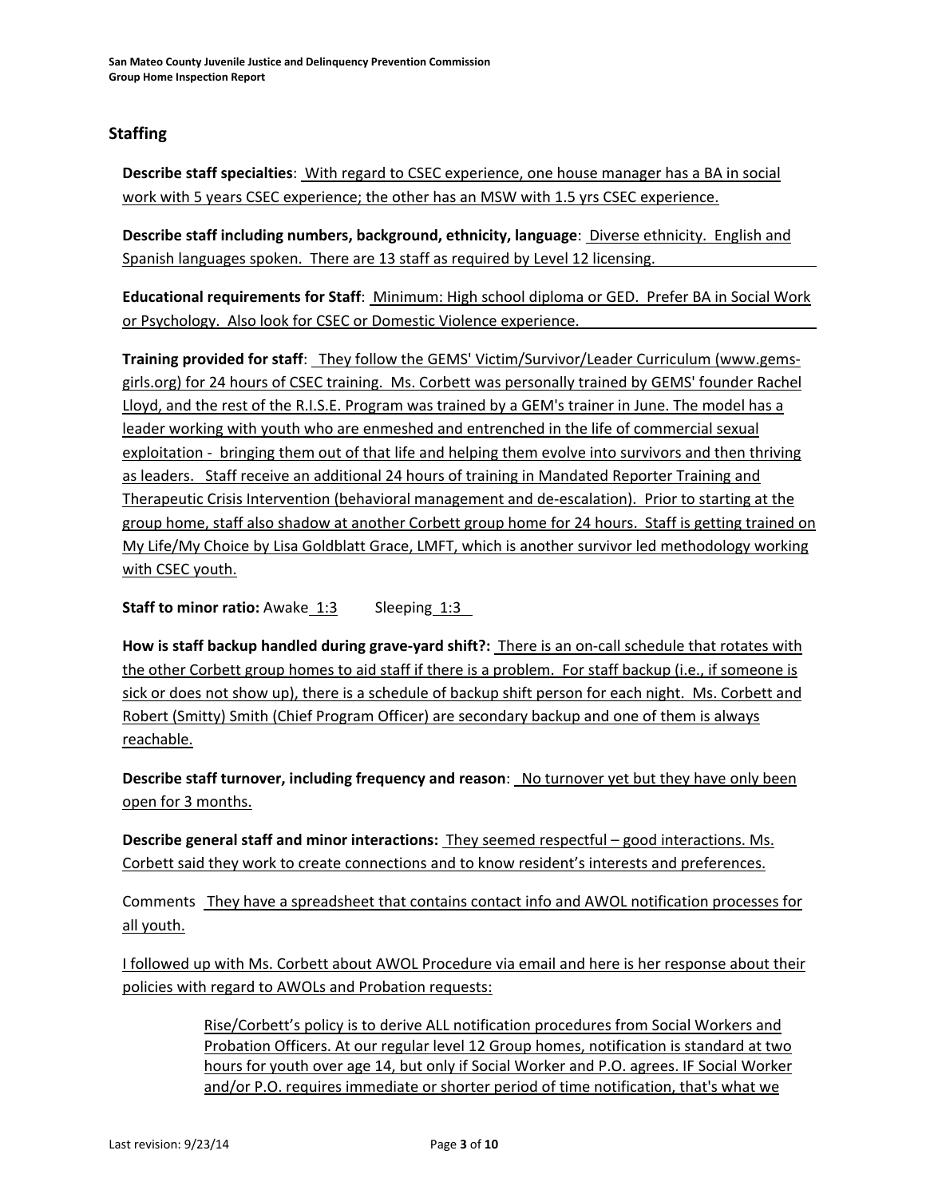## Staffing

**Describe staff specialties**: With regard to CSEC experience, one house manager has a BA in social work with 5 years CSEC experience; the other has an MSW with 1.5 yrs CSEC experience.

**Describe staff including numbers, background, ethnicity, language**: Diverse ethnicity. English and Spanish languages spoken. There are 13 staff as required by Level 12 licensing.

**Educational requirements for Staff**: Minimum: High school diploma or GED. Prefer BA in Social Work or Psychology. Also look for CSEC or Domestic Violence experience.

**Training provided for staff**: They follow the GEMS' Victim/Survivor/Leader Curriculum (www.gems-girls.org) for 24 hours of CSEC training. Ms. Corbett was personally trained by GEMS' founder Rachel Lloyd, and the rest of the R.I.S.E. Program was trained by a GEM's trainer in June. The model has a leader working with youth who are enmeshed and entrenched in the life of commercial sexual exploitation - bringing them out of that life and helping them evolve into survivors and then thriving as leaders. Staff receive an additional 24 hours of training in Mandated Reporter Training and Therapeutic Crisis Intervention (behavioral management and de-escalation). Prior to starting at the group home, staff also shadow at another Corbett group home for 24 hours. Staff is getting trained on My Life/My Choice by Lisa Goldblatt Grace, LMFT, which is another survivor led methodology working with CSEC youth.

**Staff to minor ratio:** Awake 1:3 Sleeping 1:3

**How is staff backup handled during grave-yard shift?:** There is an on-call schedule that rotates with the other Corbett group homes to aid staff if there is a problem. For staff backup (i.e., if someone is sick or does not show up), there is a schedule of backup shift person for each night. Ms. Corbett and Robert (Smitty) Smith (Chief Program Officer) are secondary backup and one of them is always reachable.

**Describe staff turnover, including frequency and reason**: No turnover yet but they have only been open for 3 months.

**Describe general staff and minor interactions:** They seemed respectful – good interactions. Ms. Corbett said they work to create connections and to know resident's interests and preferences.

Comments They have a spreadsheet that contains contact info and AWOL notification processes for all youth.

I followed up with Ms. Corbett about AWOL Procedure via email and here is her response about their policies with regard to AWOLs and Probation requests:

> Rise/Corbett's policy is to derive ALL notification procedures from Social Workers and Probation Officers. At our regular level 12 Group homes, notification is standard at two hours for youth over age 14, but only if Social Worker and P.O. agrees. IF Social Worker and/or P.O. requires immediate or shorter period of time notification, that's what we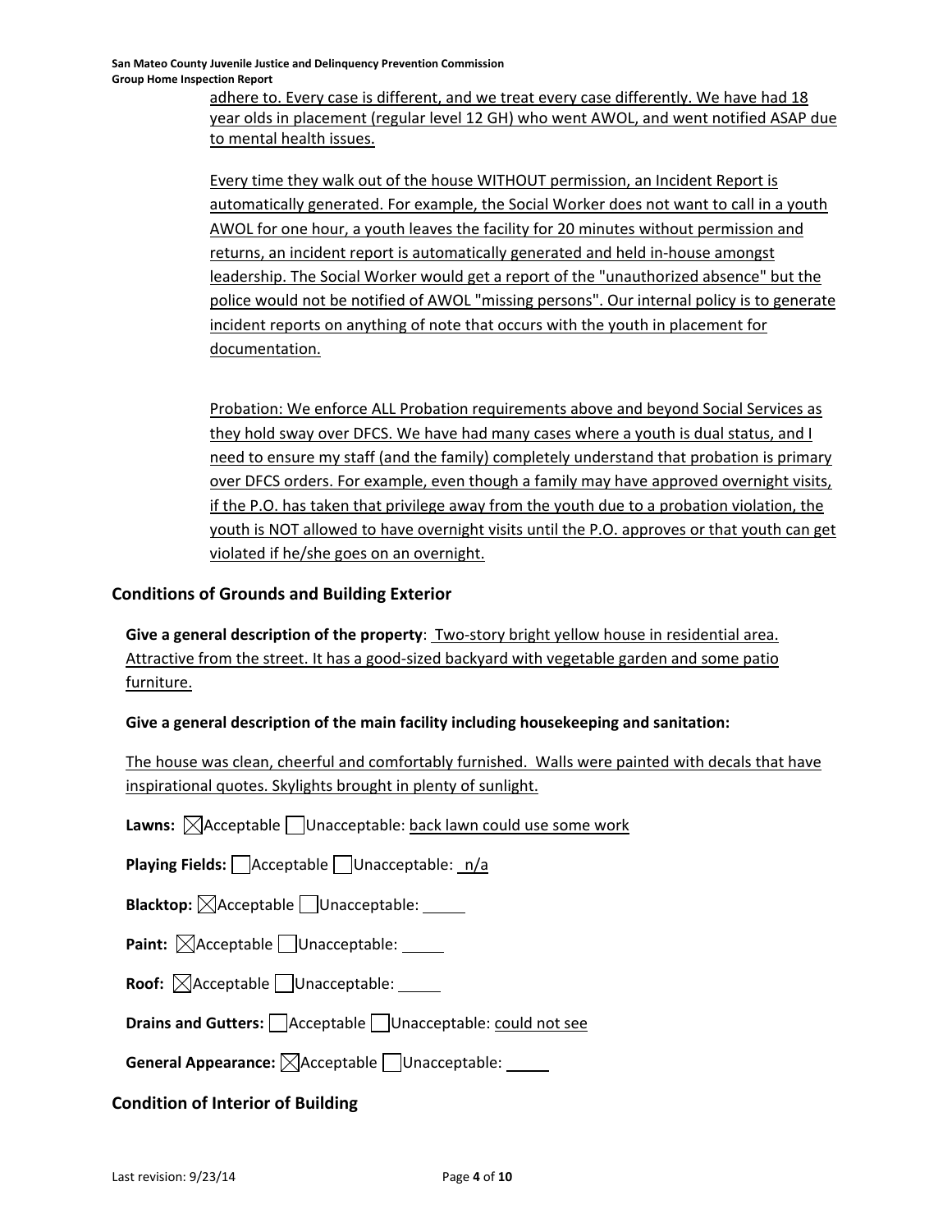adhere to. Every case is different, and we treat every case differently. We have had 18 year olds in placement (regular level 12 GH) who went AWOL, and went notified ASAP due to mental health issues.

Every time they walk out of the house WITHOUT permission, an Incident Report is automatically generated. For example, the Social Worker does not want to call in a youth AWOL for one hour, a youth leaves the facility for 20 minutes without permission and returns, an incident report is automatically generated and held in-house amongst leadership. The Social Worker would get a report of the "unauthorized absence" but the police would not be notified of AWOL "missing persons". Our internal policy is to generate incident reports on anything of note that occurs with the youth in placement for documentation.

Probation: We enforce ALL Probation requirements above and beyond Social Services as they hold sway over DFCS. We have had many cases where a youth is dual status, and I need to ensure my staff (and the family) completely understand that probation is primary over DFCS orders. For example, even though a family may have approved overnight visits, if the P.O. has taken that privilege away from the youth due to a probation violation, the youth is NOT allowed to have overnight visits until the P.O. approves or that youth can get violated if he/she goes on an overnight.

## Conditions of Grounds and Building Exterior

**Give a general description of the property**: Two-story bright yellow house in residential area. Attractive from the street. It has a good-sized backyard with vegetable garden and some patio furniture.

**Give a general description of the main facility including housekeeping and sanitation:**

The house was clean, cheerful and comfortably furnished. Walls were painted with decals that have inspirational quotes. Skylights brought in plenty of sunlight.

**Lawns:** ☒ Acceptable ☐ Unacceptable: back lawn could use some work

**Playing Fields:** ☐ Acceptable ☐ Unacceptable: n/a

**Blacktop:** ☒ Acceptable ☐ Unacceptable: \_\_\_\_\_

**Paint:** ☒ Acceptable ☐ Unacceptable: \_\_\_\_\_

**Roof:** ☒ Acceptable ☐ Unacceptable: \_\_\_\_\_

**Drains and Gutters:** ☐ Acceptable ☐ Unacceptable: could not see

**General Appearance:** ☒ Acceptable ☐ Unacceptable: \_\_\_\_\_

## Condition of Interior of Building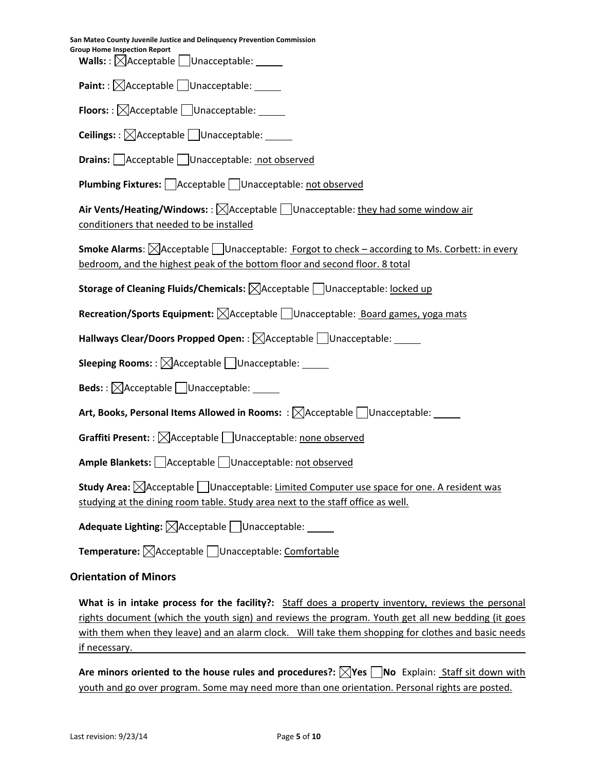**Walls:** : ☒Acceptable ☐Unacceptable: _____

**Paint:** : ☒Acceptable ☐Unacceptable: _____

**Floors:** : ☒Acceptable ☐Unacceptable: _____

**Ceilings:** : ☒Acceptable ☐Unacceptable: _____

**Drains:** ☐Acceptable ☐Unacceptable: not observed

**Plumbing Fixtures:** ☐Acceptable ☐Unacceptable: not observed

**Air Vents/Heating/Windows:** : ☒Acceptable ☐Unacceptable: they had some window air conditioners that needed to be installed

**Smoke Alarms**: ☒Acceptable ☐Unacceptable: Forgot to check – according to Ms. Corbett: in every bedroom, and the highest peak of the bottom floor and second floor. 8 total

**Storage of Cleaning Fluids/Chemicals:** ☒Acceptable ☐Unacceptable: locked up

**Recreation/Sports Equipment:** ☒Acceptable ☐Unacceptable: Board games, yoga mats

**Hallways Clear/Doors Propped Open:** : ☒Acceptable ☐Unacceptable: _____

**Sleeping Rooms:** : ☒Acceptable ☐Unacceptable: _____

**Beds:** : ☒Acceptable ☐Unacceptable: _____

**Art, Books, Personal Items Allowed in Rooms:** : ☒Acceptable ☐Unacceptable: _____

**Graffiti Present:** : ☒Acceptable ☐Unacceptable: none observed

**Ample Blankets:** ☐Acceptable ☐Unacceptable: not observed

**Study Area:** ☒Acceptable ☐Unacceptable: Limited Computer use space for one. A resident was studying at the dining room table. Study area next to the staff office as well.

**Adequate Lighting:** ☒Acceptable ☐Unacceptable: _____

**Temperature:** ☒Acceptable ☐Unacceptable: Comfortable

## Orientation of Minors

**What is in intake process for the facility?:** Staff does a property inventory, reviews the personal rights document (which the youth sign) and reviews the program. Youth get all new bedding (it goes with them when they leave) and an alarm clock. Will take them shopping for clothes and basic needs if necessary.

**Are minors oriented to the house rules and procedures?:** ☒**Yes** ☐**No** Explain: Staff sit down with youth and go over program. Some may need more than one orientation. Personal rights are posted.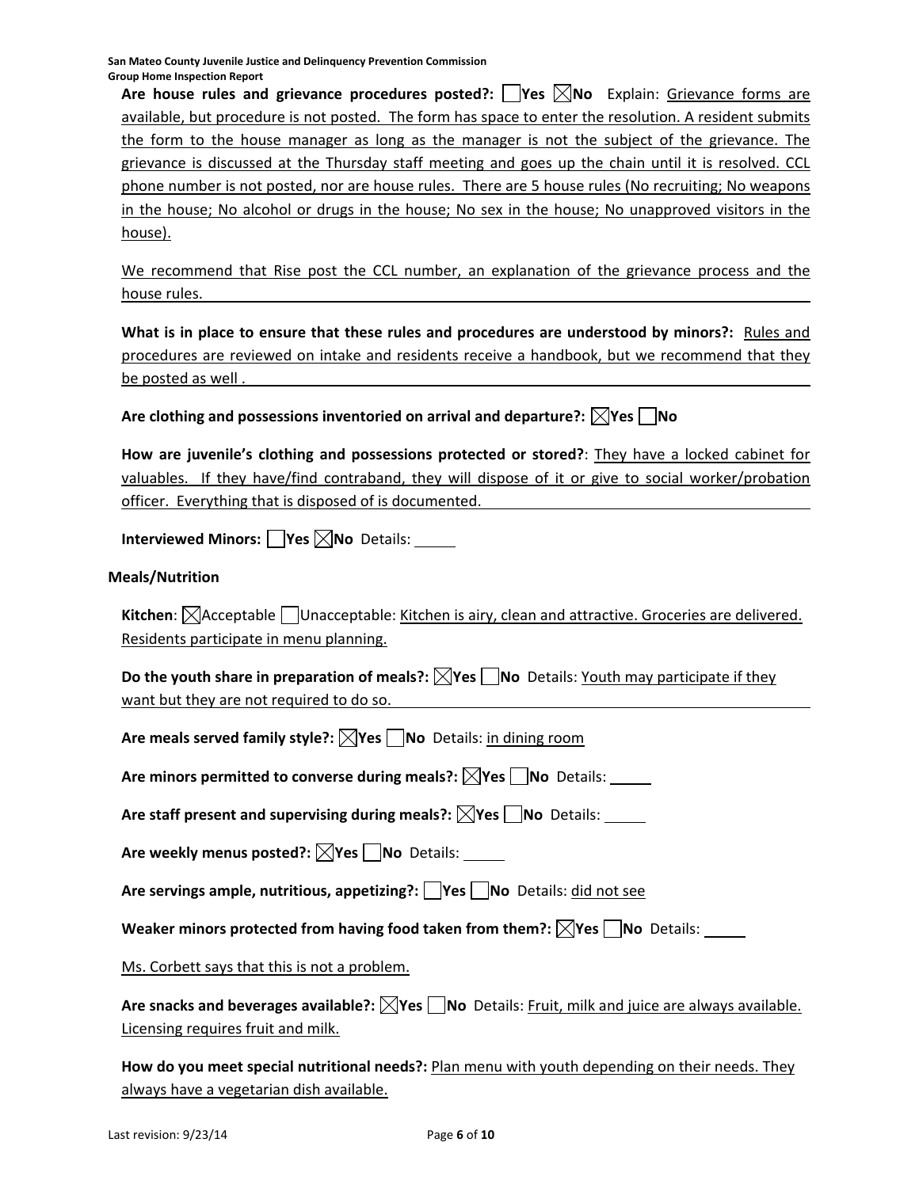**Are house rules and grievance procedures posted?:** ☐ Yes ☒ No Explain: Grievance forms are available, but procedure is not posted. The form has space to enter the resolution. A resident submits the form to the house manager as long as the manager is not the subject of the grievance. The grievance is discussed at the Thursday staff meeting and goes up the chain until it is resolved. CCL phone number is not posted, nor are house rules. There are 5 house rules (No recruiting; No weapons in the house; No alcohol or drugs in the house; No sex in the house; No unapproved visitors in the house).

We recommend that Rise post the CCL number, an explanation of the grievance process and the house rules.

**What is in place to ensure that these rules and procedures are understood by minors?:** Rules and procedures are reviewed on intake and residents receive a handbook, but we recommend that they be posted as well .

**Are clothing and possessions inventoried on arrival and departure?:** ☒ Yes ☐ No

**How are juvenile's clothing and possessions protected or stored?**: They have a locked cabinet for valuables. If they have/find contraband, they will dispose of it or give to social worker/probation officer. Everything that is disposed of is documented.

**Interviewed Minors:** ☐ Yes ☒ No Details:

**Meals/Nutrition**

**Kitchen**: ☒ Acceptable ☐ Unacceptable: Kitchen is airy, clean and attractive. Groceries are delivered. Residents participate in menu planning.

**Do the youth share in preparation of meals?:** ☒ Yes ☐ No Details: Youth may participate if they want but they are not required to do so.

**Are meals served family style?:** ☒ Yes ☐ No Details: in dining room

**Are minors permitted to converse during meals?:** ☒ Yes ☐ No Details:

**Are staff present and supervising during meals?:** ☒ Yes ☐ No Details:

**Are weekly menus posted?:** ☒ Yes ☐ No Details:

**Are servings ample, nutritious, appetizing?:** ☐ Yes ☐ No Details: did not see

**Weaker minors protected from having food taken from them?:** ☒ Yes ☐ No Details:

Ms. Corbett says that this is not a problem.

**Are snacks and beverages available?:** ☒ Yes ☐ No Details: Fruit, milk and juice are always available. Licensing requires fruit and milk.

**How do you meet special nutritional needs?:** Plan menu with youth depending on their needs. They always have a vegetarian dish available.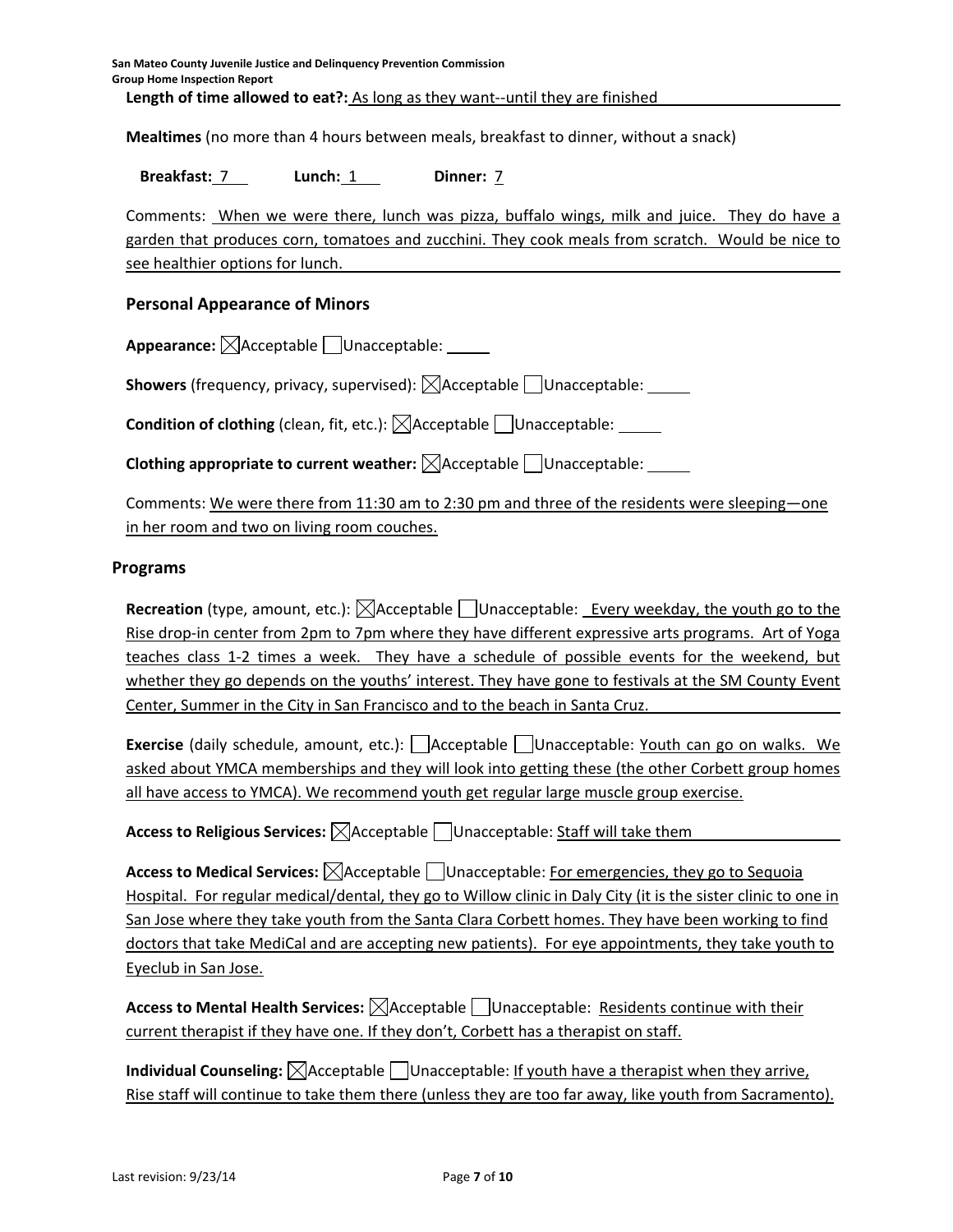**Length of time allowed to eat?:** As long as they want--until they are finished

**Mealtimes** (no more than 4 hours between meals, breakfast to dinner, without a snack)

**Breakfast:** 7 **Lunch:** 1 **Dinner:** 7

Comments: When we were there, lunch was pizza, buffalo wings, milk and juice. They do have a garden that produces corn, tomatoes and zucchini. They cook meals from scratch. Would be nice to see healthier options for lunch.

## Personal Appearance of Minors

**Appearance:** ☒ Acceptable ☐ Unacceptable:

**Showers** (frequency, privacy, supervised): ☒ Acceptable ☐ Unacceptable:

**Condition of clothing** (clean, fit, etc.): ☒ Acceptable ☐ Unacceptable:

**Clothing appropriate to current weather:** ☒ Acceptable ☐ Unacceptable:

Comments: We were there from 11:30 am to 2:30 pm and three of the residents were sleeping—one in her room and two on living room couches.

## Programs

**Recreation** (type, amount, etc.): ☒ Acceptable ☐ Unacceptable: Every weekday, the youth go to the Rise drop-in center from 2pm to 7pm where they have different expressive arts programs. Art of Yoga teaches class 1-2 times a week. They have a schedule of possible events for the weekend, but whether they go depends on the youths' interest. They have gone to festivals at the SM County Event Center, Summer in the City in San Francisco and to the beach in Santa Cruz.

**Exercise** (daily schedule, amount, etc.): ☐ Acceptable ☐ Unacceptable: Youth can go on walks. We asked about YMCA memberships and they will look into getting these (the other Corbett group homes all have access to YMCA). We recommend youth get regular large muscle group exercise.

**Access to Religious Services:** ☒ Acceptable ☐ Unacceptable: Staff will take them

**Access to Medical Services:** ☒ Acceptable ☐ Unacceptable: For emergencies, they go to Sequoia Hospital. For regular medical/dental, they go to Willow clinic in Daly City (it is the sister clinic to one in San Jose where they take youth from the Santa Clara Corbett homes. They have been working to find doctors that take MediCal and are accepting new patients). For eye appointments, they take youth to Eyeclub in San Jose.

**Access to Mental Health Services:** ☒ Acceptable ☐ Unacceptable: Residents continue with their current therapist if they have one. If they don't, Corbett has a therapist on staff.

**Individual Counseling:** ☒ Acceptable ☐ Unacceptable: If youth have a therapist when they arrive, Rise staff will continue to take them there (unless they are too far away, like youth from Sacramento).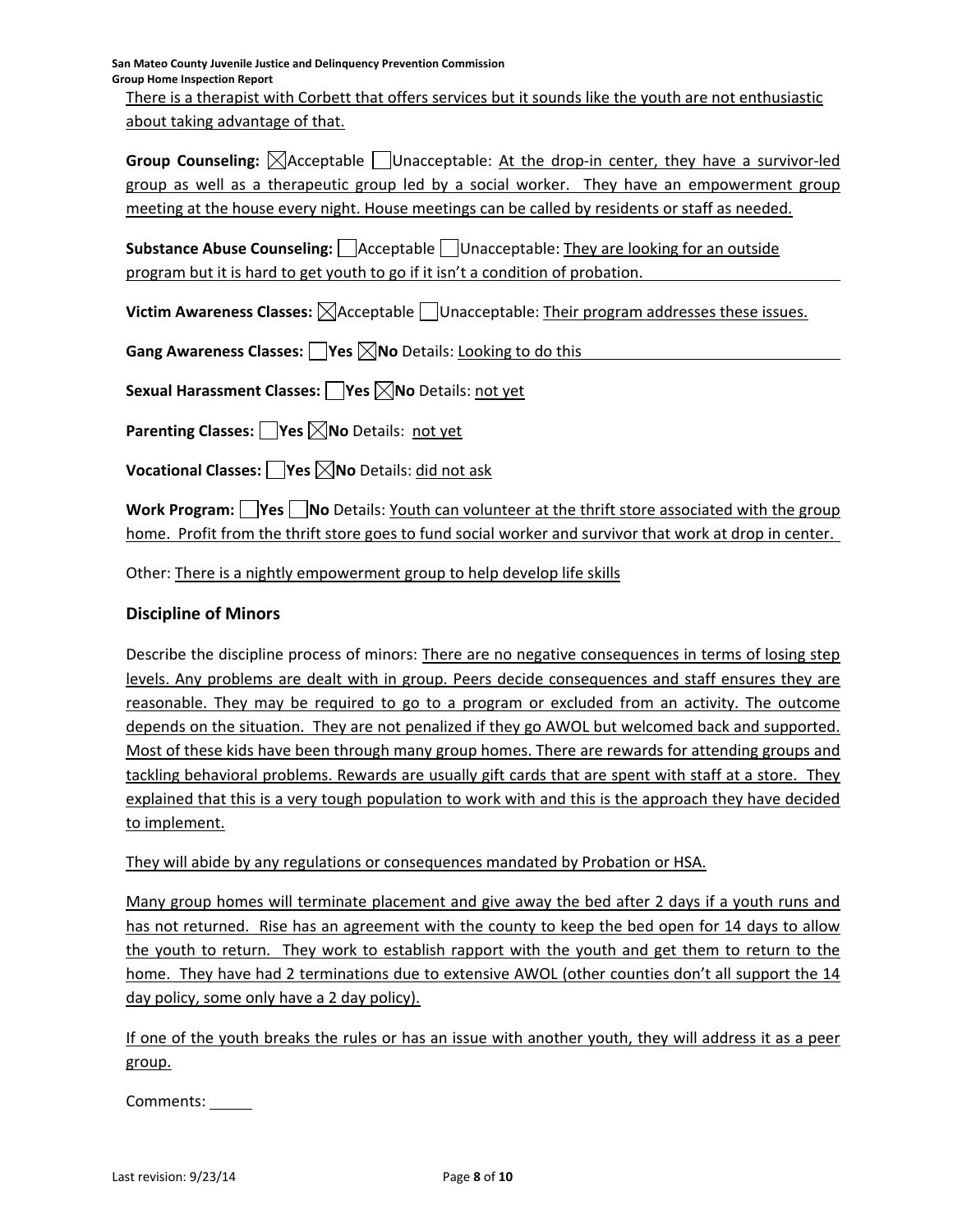There is a therapist with Corbett that offers services but it sounds like the youth are not enthusiastic about taking advantage of that.

**Group Counseling:** ☒Acceptable ☐Unacceptable: At the drop-in center, they have a survivor-led group as well as a therapeutic group led by a social worker. They have an empowerment group meeting at the house every night. House meetings can be called by residents or staff as needed.

**Substance Abuse Counseling:** ☐Acceptable ☐Unacceptable: They are looking for an outside program but it is hard to get youth to go if it isn't a condition of probation.

**Victim Awareness Classes:** ☒Acceptable ☐Unacceptable: Their program addresses these issues.

**Gang Awareness Classes:** ☐**Yes** ☒**No** Details: Looking to do this

**Sexual Harassment Classes:** ☐**Yes** ☒**No** Details: not yet

**Parenting Classes:** ☐**Yes** ☒**No** Details: not yet

**Vocational Classes:** ☐**Yes** ☒**No** Details: did not ask

**Work Program:** ☐**Yes** ☐**No** Details: Youth can volunteer at the thrift store associated with the group home. Profit from the thrift store goes to fund social worker and survivor that work at drop in center.

Other: There is a nightly empowerment group to help develop life skills

## Discipline of Minors

Describe the discipline process of minors: There are no negative consequences in terms of losing step levels. Any problems are dealt with in group. Peers decide consequences and staff ensures they are reasonable. They may be required to go to a program or excluded from an activity. The outcome depends on the situation. They are not penalized if they go AWOL but welcomed back and supported. Most of these kids have been through many group homes. There are rewards for attending groups and tackling behavioral problems. Rewards are usually gift cards that are spent with staff at a store. They explained that this is a very tough population to work with and this is the approach they have decided to implement.

They will abide by any regulations or consequences mandated by Probation or HSA.

Many group homes will terminate placement and give away the bed after 2 days if a youth runs and has not returned. Rise has an agreement with the county to keep the bed open for 14 days to allow the youth to return. They work to establish rapport with the youth and get them to return to the home. They have had 2 terminations due to extensive AWOL (other counties don't all support the 14 day policy, some only have a 2 day policy).

If one of the youth breaks the rules or has an issue with another youth, they will address it as a peer group.

Comments: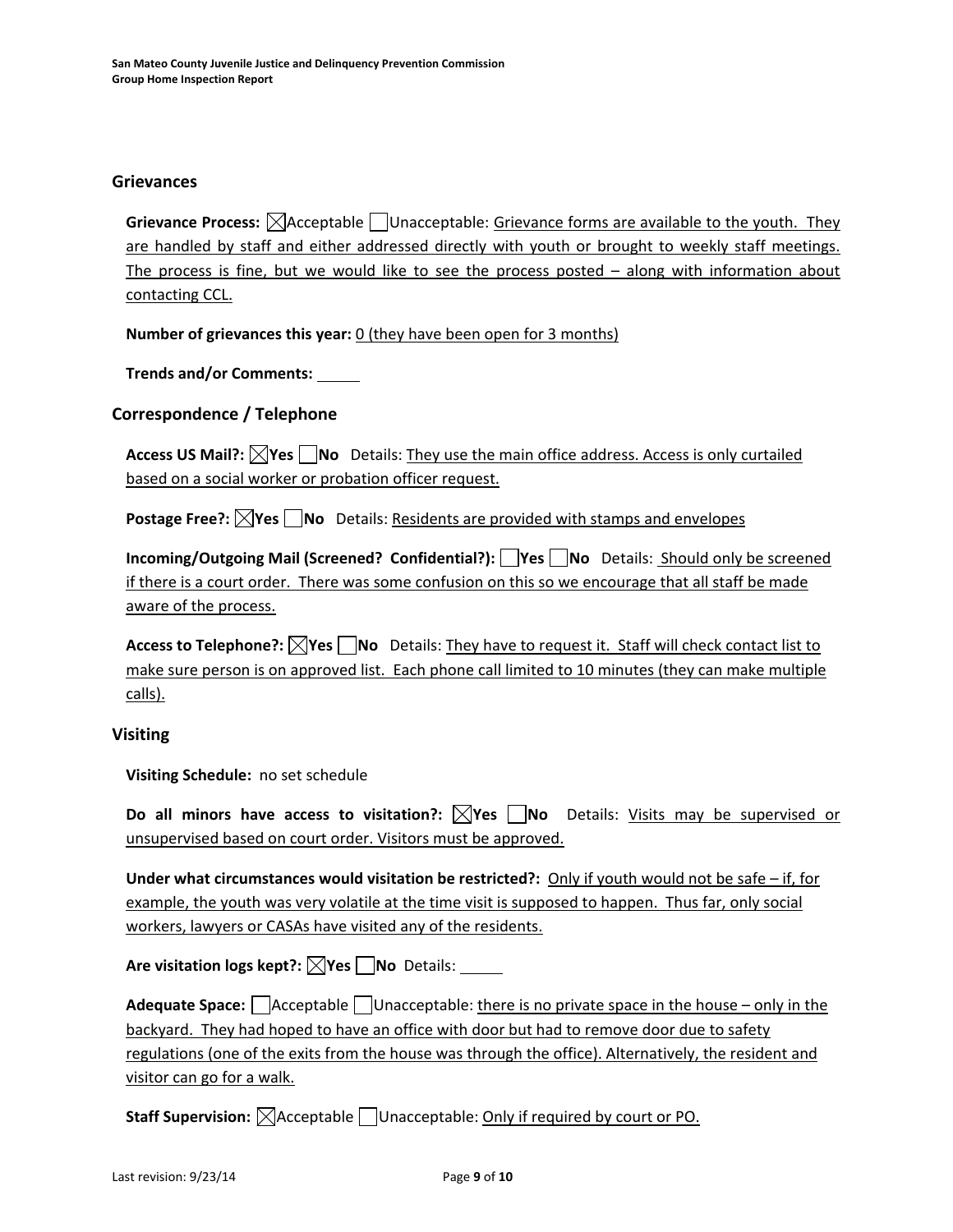## Grievances

**Grievance Process:** ☒Acceptable ☐Unacceptable: Grievance forms are available to the youth. They are handled by staff and either addressed directly with youth or brought to weekly staff meetings. The process is fine, but we would like to see the process posted – along with information about contacting CCL.

**Number of grievances this year:** 0 (they have been open for 3 months)

**Trends and/or Comments:** _____

## Correspondence / Telephone

**Access US Mail?:** ☒**Yes** ☐**No** Details: They use the main office address. Access is only curtailed based on a social worker or probation officer request.

**Postage Free?:** ☒**Yes** ☐**No** Details: Residents are provided with stamps and envelopes

**Incoming/Outgoing Mail (Screened? Confidential?):** ☐**Yes** ☐**No** Details: Should only be screened if there is a court order. There was some confusion on this so we encourage that all staff be made aware of the process.

**Access to Telephone?:** ☒**Yes** ☐**No** Details: They have to request it. Staff will check contact list to make sure person is on approved list. Each phone call limited to 10 minutes (they can make multiple calls).

## Visiting

**Visiting Schedule:** no set schedule

**Do all minors have access to visitation?:** ☒**Yes** ☐**No** Details: Visits may be supervised or unsupervised based on court order. Visitors must be approved.

**Under what circumstances would visitation be restricted?:** Only if youth would not be safe – if, for example, the youth was very volatile at the time visit is supposed to happen. Thus far, only social workers, lawyers or CASAs have visited any of the residents.

**Are visitation logs kept?:** ☒**Yes** ☐**No** Details: _____

**Adequate Space:** ☐Acceptable ☐Unacceptable: there is no private space in the house – only in the backyard. They had hoped to have an office with door but had to remove door due to safety regulations (one of the exits from the house was through the office). Alternatively, the resident and visitor can go for a walk.

**Staff Supervision:** ☒Acceptable ☐Unacceptable: Only if required by court or PO.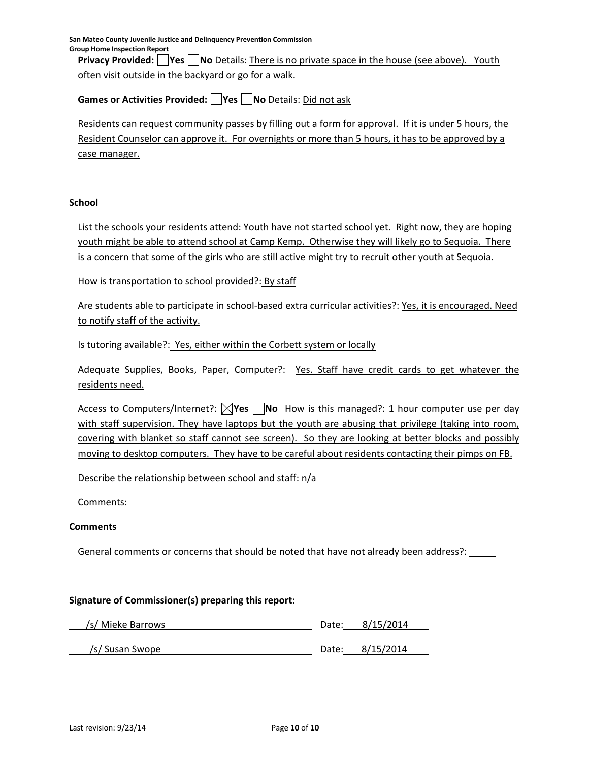**Privacy Provided:** ☐ **Yes** ☐ **No** Details: There is no private space in the house (see above). Youth often visit outside in the backyard or go for a walk.

**Games or Activities Provided:** ☐ **Yes** ☐ **No** Details: Did not ask

Residents can request community passes by filling out a form for approval. If it is under 5 hours, the Resident Counselor can approve it. For overnights or more than 5 hours, it has to be approved by a case manager.

### School

List the schools your residents attend: Youth have not started school yet. Right now, they are hoping youth might be able to attend school at Camp Kemp. Otherwise they will likely go to Sequoia. There is a concern that some of the girls who are still active might try to recruit other youth at Sequoia.

How is transportation to school provided?: By staff

Are students able to participate in school-based extra curricular activities?: Yes, it is encouraged. Need to notify staff of the activity.

Is tutoring available?: Yes, either within the Corbett system or locally

Adequate Supplies, Books, Paper, Computer?: Yes. Staff have credit cards to get whatever the residents need.

Access to Computers/Internet?: ☒ **Yes** ☐ **No** How is this managed?: 1 hour computer use per day with staff supervision. They have laptops but the youth are abusing that privilege (taking into room, covering with blanket so staff cannot see screen). So they are looking at better blocks and possibly moving to desktop computers. They have to be careful about residents contacting their pimps on FB.

Describe the relationship between school and staff: n/a

Comments:

### Comments

General comments or concerns that should be noted that have not already been address?:

**Signature of Commissioner(s) preparing this report:**

/s/ Mieke Barrows Date: 8/15/2014

/s/ Susan Swope Date: 8/15/2014